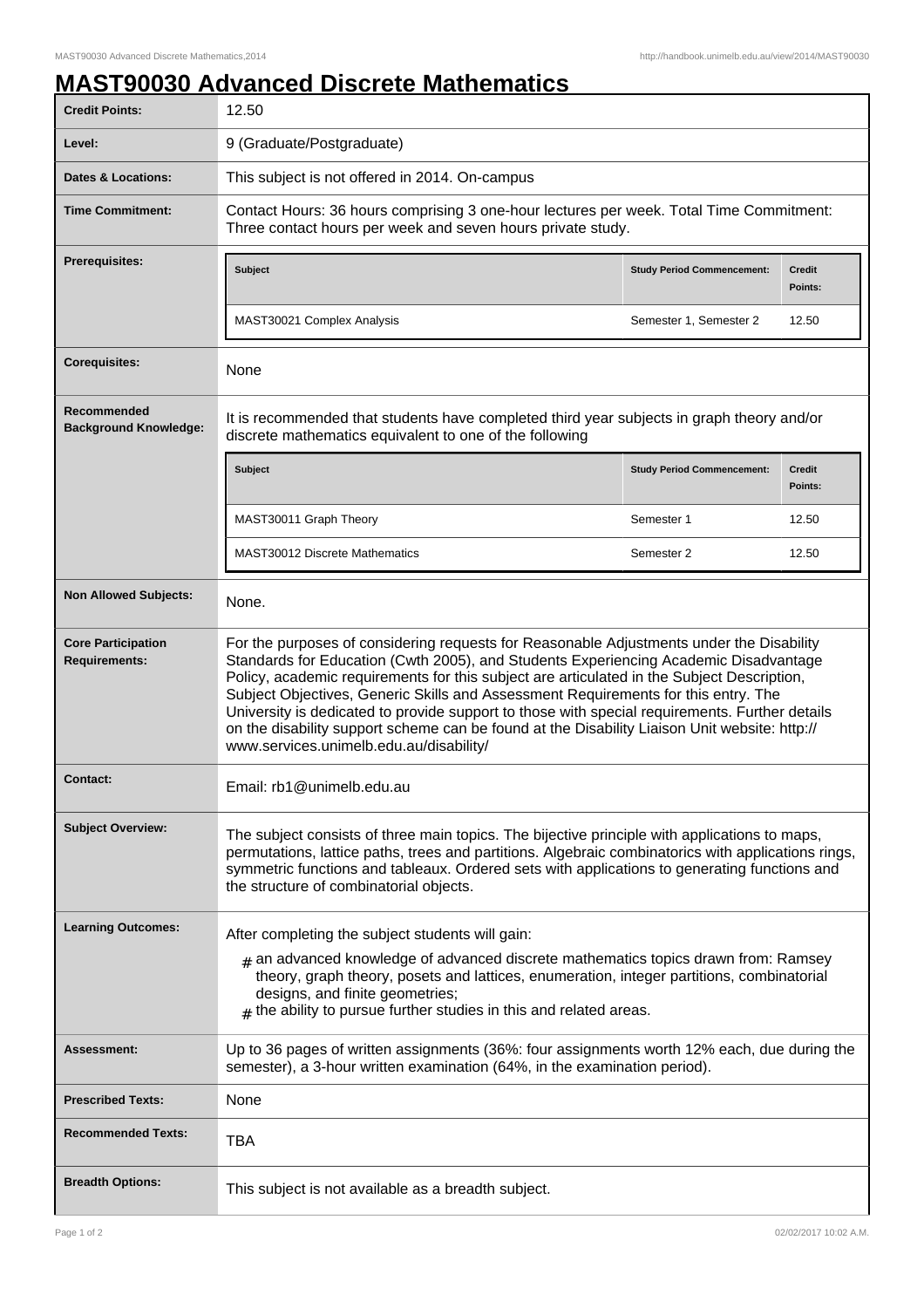# MAST90030 Advanced Discrete Mathematics

| | |
|---|---|
| **Credit Points:** | 12.50 |
| **Level:** | 9 (Graduate/Postgraduate) |
| **Dates & Locations:** | This subject is not offered in 2014. On-campus |
| **Time Commitment:** | Contact Hours: 36 hours comprising 3 one-hour lectures per week. Total Time Commitment: Three contact hours per week and seven hours private study. |
| **Prerequisites:** | Subject: MAST30021 Complex Analysis — Study Period Commencement: Semester 1, Semester 2 — Credit Points: 12.50 |
| **Corequisites:** | None |
| **Recommended Background Knowledge:** | It is recommended that students have completed third year subjects in graph theory and/or discrete mathematics equivalent to one of the following |
| **Non Allowed Subjects:** | None. |
| **Core Participation Requirements:** | For the purposes of considering requests for Reasonable Adjustments under the Disability Standards for Education (Cwth 2005), and Students Experiencing Academic Disadvantage Policy, academic requirements for this subject are articulated in the Subject Description, Subject Objectives, Generic Skills and Assessment Requirements for this entry. The University is dedicated to provide support to those with special requirements. Further details on the disability support scheme can be found at the Disability Liaison Unit website: http://www.services.unimelb.edu.au/disability/ |
| **Contact:** | Email: rb1@unimelb.edu.au |
| **Subject Overview:** | The subject consists of three main topics. The bijective principle with applications to maps, permutations, lattice paths, trees and partitions. Algebraic combinatorics with applications rings, symmetric functions and tableaux. Ordered sets with applications to generating functions and the structure of combinatorial objects. |
| **Learning Outcomes:** | After completing the subject students will gain: # an advanced knowledge of advanced discrete mathematics topics drawn from: Ramsey theory, graph theory, posets and lattices, enumeration, integer partitions, combinatorial designs, and finite geometries; # the ability to pursue further studies in this and related areas. |
| **Assessment:** | Up to 36 pages of written assignments (36%: four assignments worth 12% each, due during the semester), a 3-hour written examination (64%, in the examination period). |
| **Prescribed Texts:** | None |
| **Recommended Texts:** | TBA |
| **Breadth Options:** | This subject is not available as a breadth subject. |

**Prerequisites:**

| Subject | Study Period Commencement: | Credit Points: |
|---|---|---|
| MAST30021 Complex Analysis | Semester 1, Semester 2 | 12.50 |

**Recommended Background Knowledge:**

| Subject | Study Period Commencement: | Credit Points: |
|---|---|---|
| MAST30011 Graph Theory | Semester 1 | 12.50 |
| MAST30012 Discrete Mathematics | Semester 2 | 12.50 |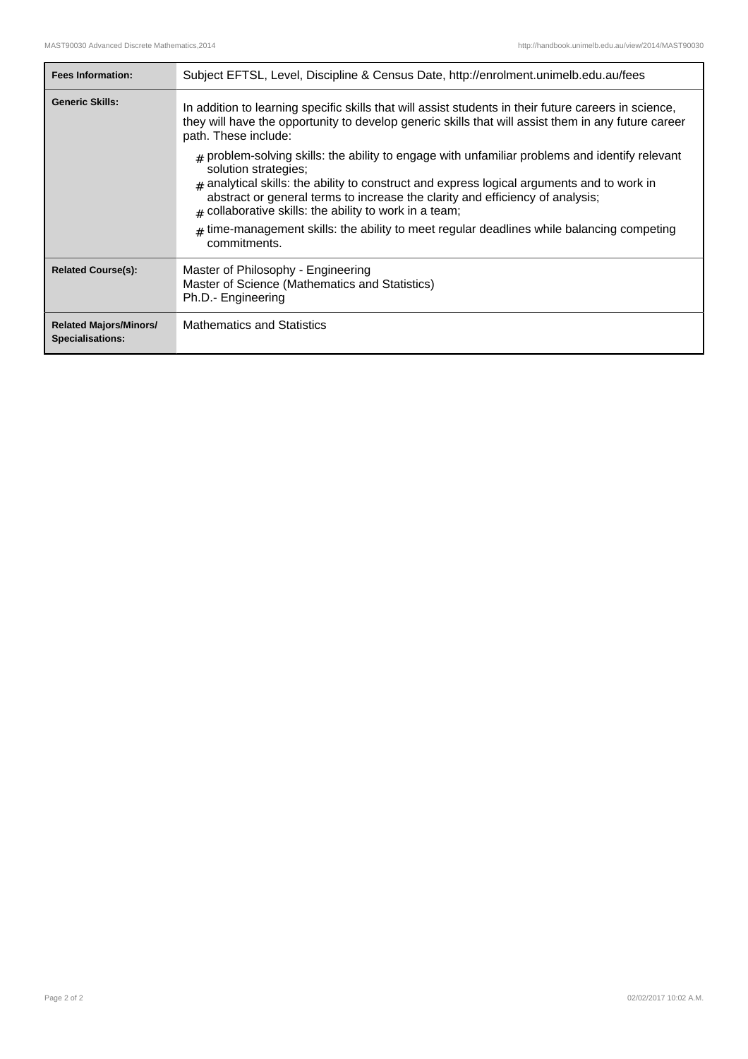| | |
|---|---|
| **Fees Information:** | Subject EFTSL, Level, Discipline & Census Date, http://enrolment.unimelb.edu.au/fees |
| **Generic Skills:** | In addition to learning specific skills that will assist students in their future careers in science, they will have the opportunity to develop generic skills that will assist them in any future career path. These include:<br># problem-solving skills: the ability to engage with unfamiliar problems and identify relevant solution strategies;<br># analytical skills: the ability to construct and express logical arguments and to work in abstract or general terms to increase the clarity and efficiency of analysis;<br># collaborative skills: the ability to work in a team;<br># time-management skills: the ability to meet regular deadlines while balancing competing commitments. |
| **Related Course(s):** | Master of Philosophy - Engineering<br>Master of Science (Mathematics and Statistics)<br>Ph.D.- Engineering |
| **Related Majors/Minors/ Specialisations:** | Mathematics and Statistics |